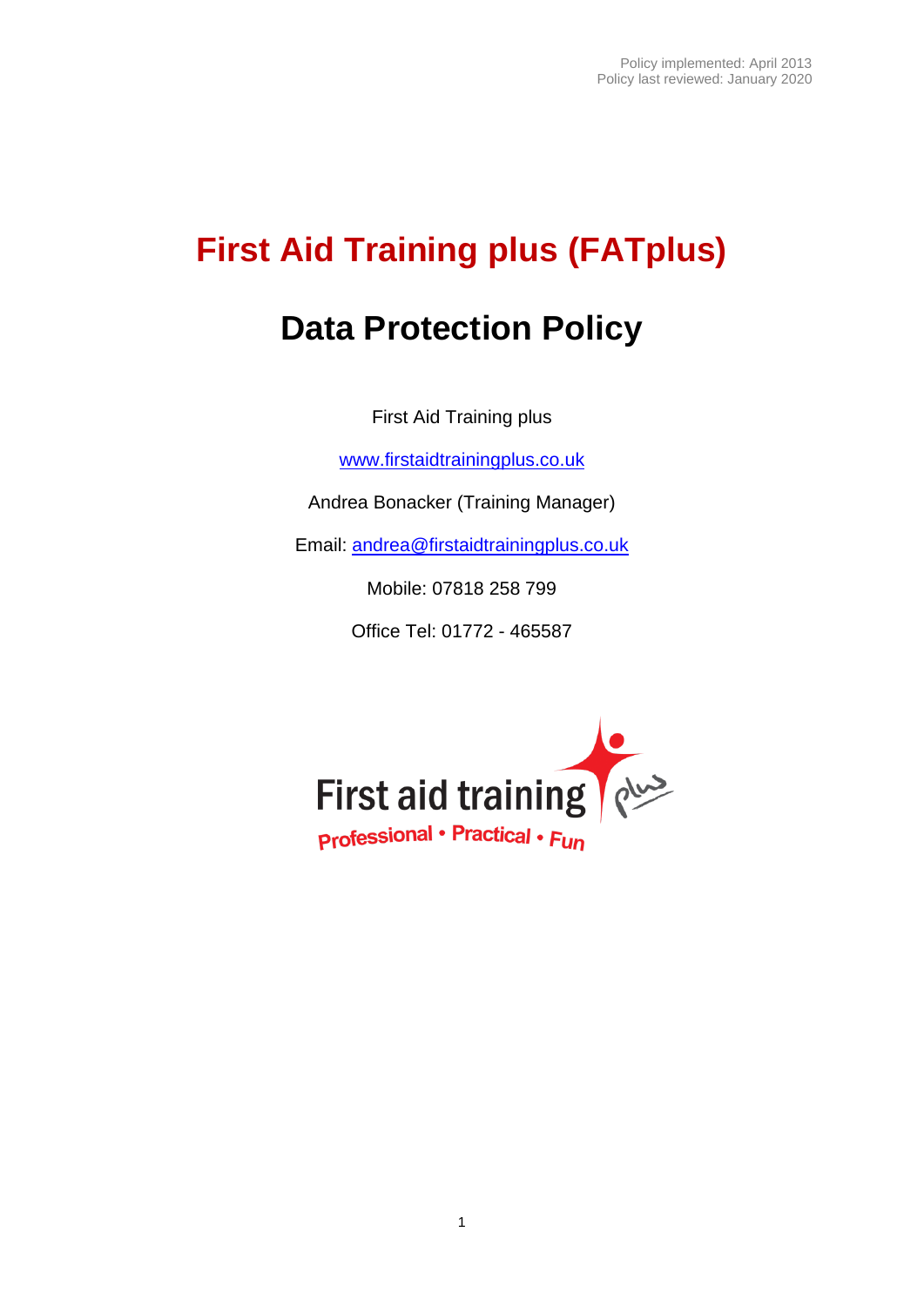Policy implemented: April 2013
Policy last reviewed: January 2020

# First Aid Training plus (FATplus)

# Data Protection Policy

First Aid Training plus

www.firstaidtrainingplus.co.uk

Andrea Bonacker (Training Manager)

Email: andrea@firstaidtrainingplus.co.uk

Mobile: 07818 258 799

Office Tel: 01772 - 465587

First aid training plus

Professional • Practical • Fun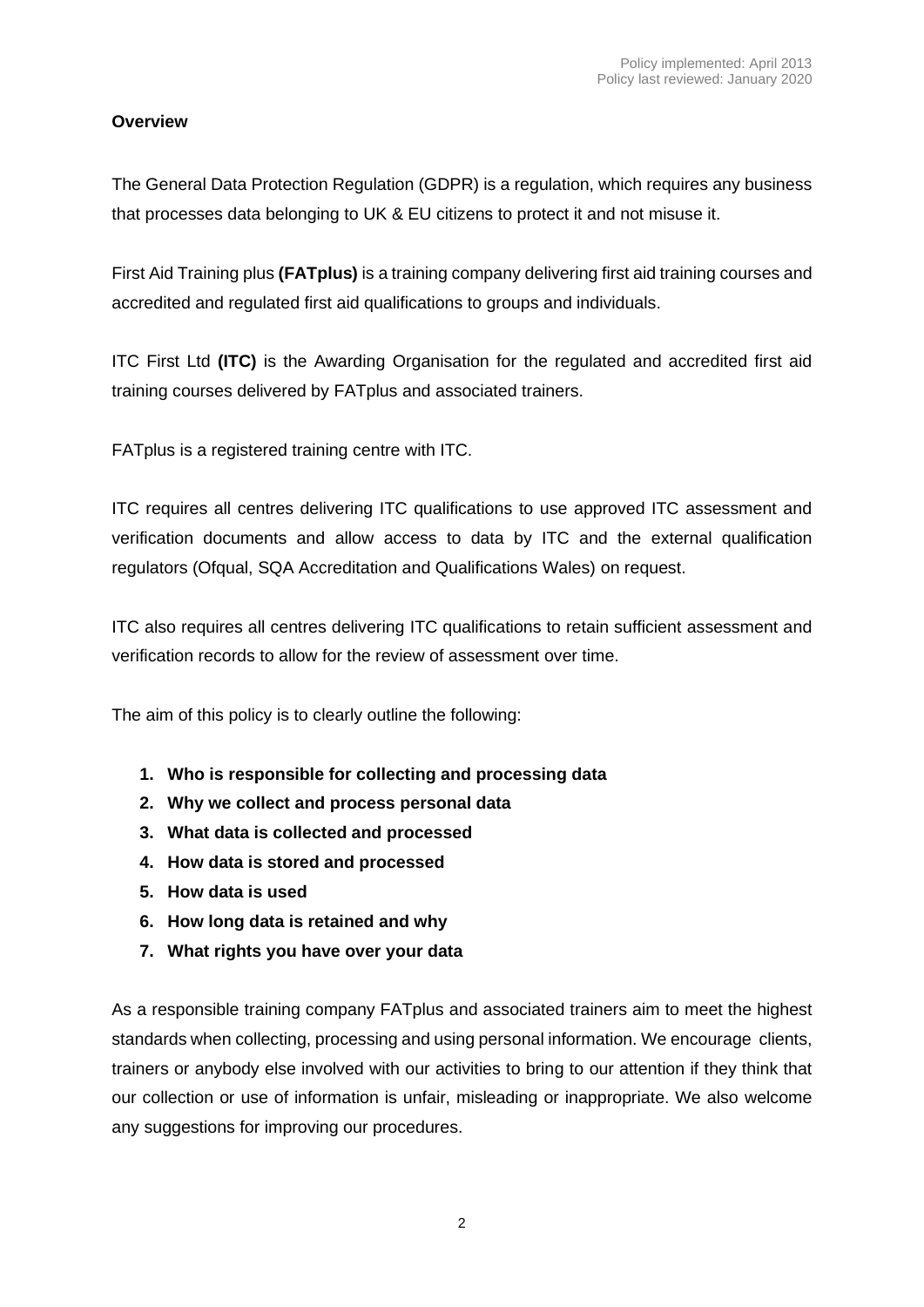Policy implemented: April 2013
Policy last reviewed: January 2020

**Overview**

The General Data Protection Regulation (GDPR) is a regulation, which requires any business that processes data belonging to UK & EU citizens to protect it and not misuse it.

First Aid Training plus **(FATplus)** is a training company delivering first aid training courses and accredited and regulated first aid qualifications to groups and individuals.

ITC First Ltd **(ITC)** is the Awarding Organisation for the regulated and accredited first aid training courses delivered by FATplus and associated trainers.

FATplus is a registered training centre with ITC.

ITC requires all centres delivering ITC qualifications to use approved ITC assessment and verification documents and allow access to data by ITC and the external qualification regulators (Ofqual, SQA Accreditation and Qualifications Wales) on request.

ITC also requires all centres delivering ITC qualifications to retain sufficient assessment and verification records to allow for the review of assessment over time.

The aim of this policy is to clearly outline the following:

1. **Who is responsible for collecting and processing data**
2. **Why we collect and process personal data**
3. **What data is collected and processed**
4. **How data is stored and processed**
5. **How data is used**
6. **How long data is retained and why**
7. **What rights you have over your data**

As a responsible training company FATplus and associated trainers aim to meet the highest standards when collecting, processing and using personal information. We encourage clients, trainers or anybody else involved with our activities to bring to our attention if they think that our collection or use of information is unfair, misleading or inappropriate. We also welcome any suggestions for improving our procedures.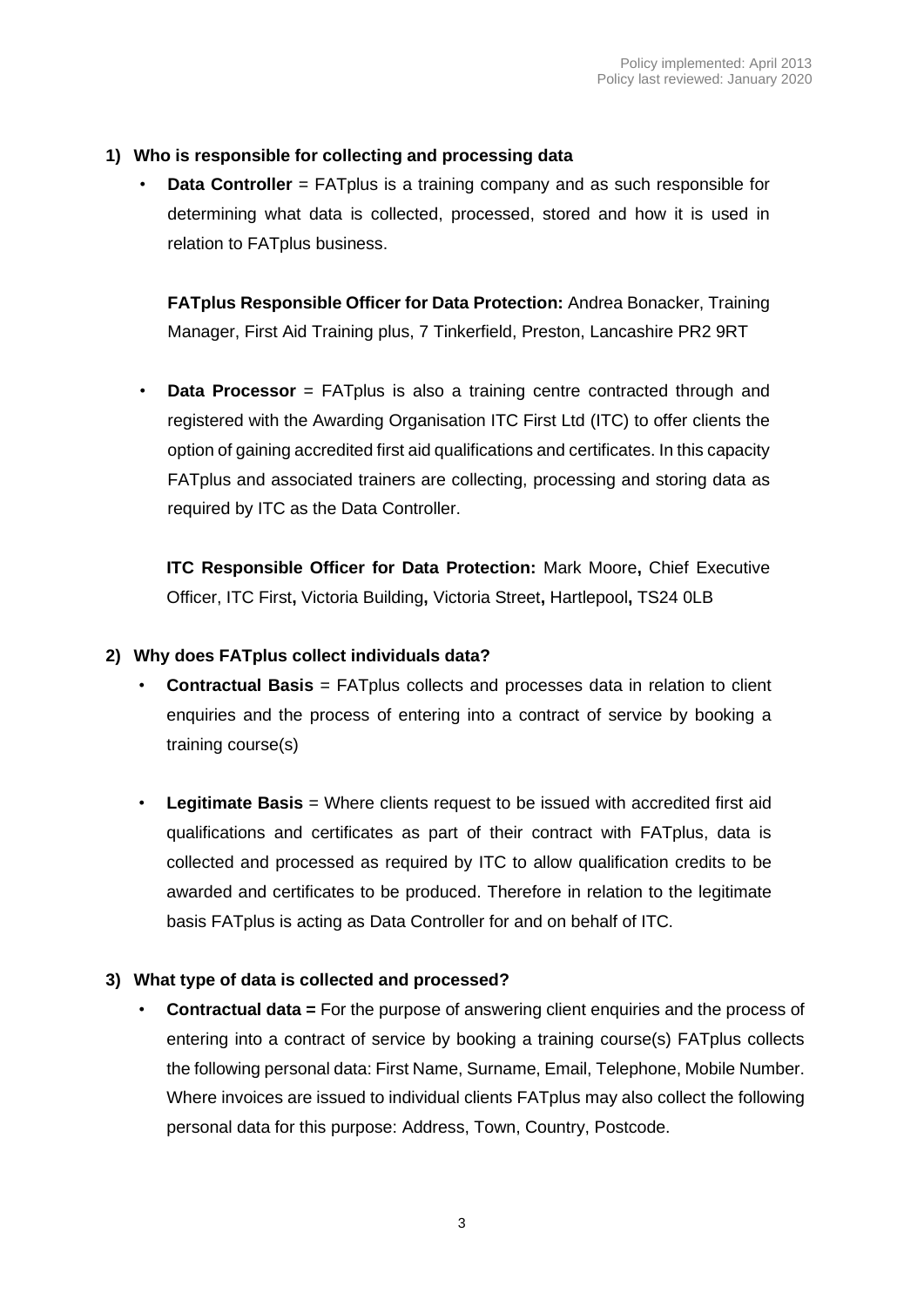Policy implemented: April 2013
Policy last reviewed: January 2020

1) **Who is responsible for collecting and processing data**

- **Data Controller** = FATplus is a training company and as such responsible for determining what data is collected, processed, stored and how it is used in relation to FATplus business.

  **FATplus Responsible Officer for Data Protection:** Andrea Bonacker, Training Manager, First Aid Training plus, 7 Tinkerfield, Preston, Lancashire PR2 9RT

- **Data Processor** = FATplus is also a training centre contracted through and registered with the Awarding Organisation ITC First Ltd (ITC) to offer clients the option of gaining accredited first aid qualifications and certificates. In this capacity FATplus and associated trainers are collecting, processing and storing data as required by ITC as the Data Controller.

  **ITC Responsible Officer for Data Protection:** Mark Moore**,** Chief Executive Officer, ITC First**,** Victoria Building**,** Victoria Street**,** Hartlepool**,** TS24 0LB

2) **Why does FATplus collect individuals data?**

- **Contractual Basis** = FATplus collects and processes data in relation to client enquiries and the process of entering into a contract of service by booking a training course(s)

- **Legitimate Basis** = Where clients request to be issued with accredited first aid qualifications and certificates as part of their contract with FATplus, data is collected and processed as required by ITC to allow qualification credits to be awarded and certificates to be produced. Therefore in relation to the legitimate basis FATplus is acting as Data Controller for and on behalf of ITC.

3) **What type of data is collected and processed?**

- **Contractual data =** For the purpose of answering client enquiries and the process of entering into a contract of service by booking a training course(s) FATplus collects the following personal data: First Name, Surname, Email, Telephone, Mobile Number. Where invoices are issued to individual clients FATplus may also collect the following personal data for this purpose: Address, Town, Country, Postcode.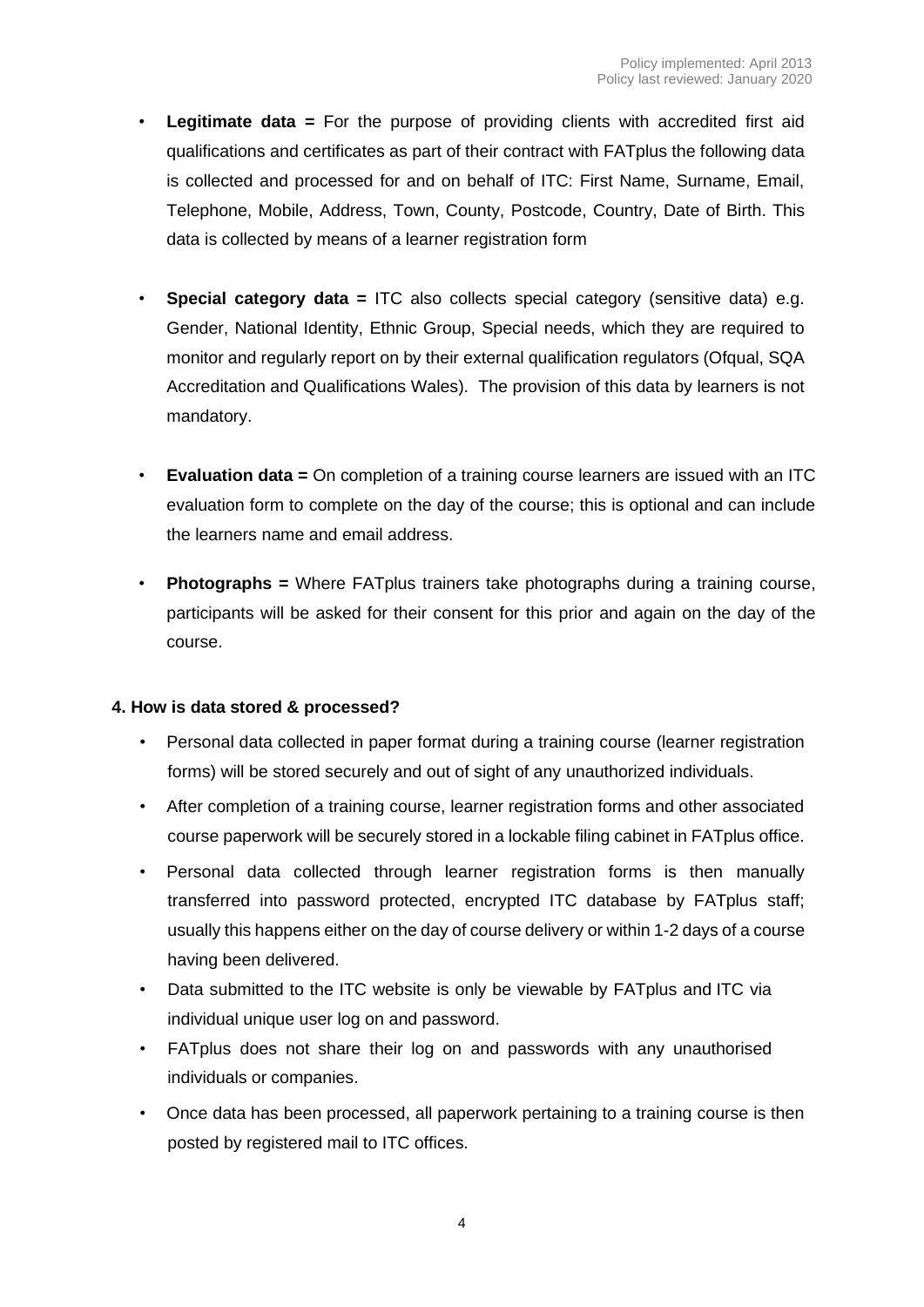- **Legitimate data =** For the purpose of providing clients with accredited first aid qualifications and certificates as part of their contract with FATplus the following data is collected and processed for and on behalf of ITC: First Name, Surname, Email, Telephone, Mobile, Address, Town, County, Postcode, Country, Date of Birth. This data is collected by means of a learner registration form

- **Special category data =** ITC also collects special category (sensitive data) e.g. Gender, National Identity, Ethnic Group, Special needs, which they are required to monitor and regularly report on by their external qualification regulators (Ofqual, SQA Accreditation and Qualifications Wales). The provision of this data by learners is not mandatory.

- **Evaluation data =** On completion of a training course learners are issued with an ITC evaluation form to complete on the day of the course; this is optional and can include the learners name and email address.

- **Photographs =** Where FATplus trainers take photographs during a training course, participants will be asked for their consent for this prior and again on the day of the course.

**4. How is data stored & processed?**

- Personal data collected in paper format during a training course (learner registration forms) will be stored securely and out of sight of any unauthorized individuals.
- After completion of a training course, learner registration forms and other associated course paperwork will be securely stored in a lockable filing cabinet in FATplus office.
- Personal data collected through learner registration forms is then manually transferred into password protected, encrypted ITC database by FATplus staff; usually this happens either on the day of course delivery or within 1-2 days of a course having been delivered.
- Data submitted to the ITC website is only be viewable by FATplus and ITC via individual unique user log on and password.
- FATplus does not share their log on and passwords with any unauthorised individuals or companies.
- Once data has been processed, all paperwork pertaining to a training course is then posted by registered mail to ITC offices.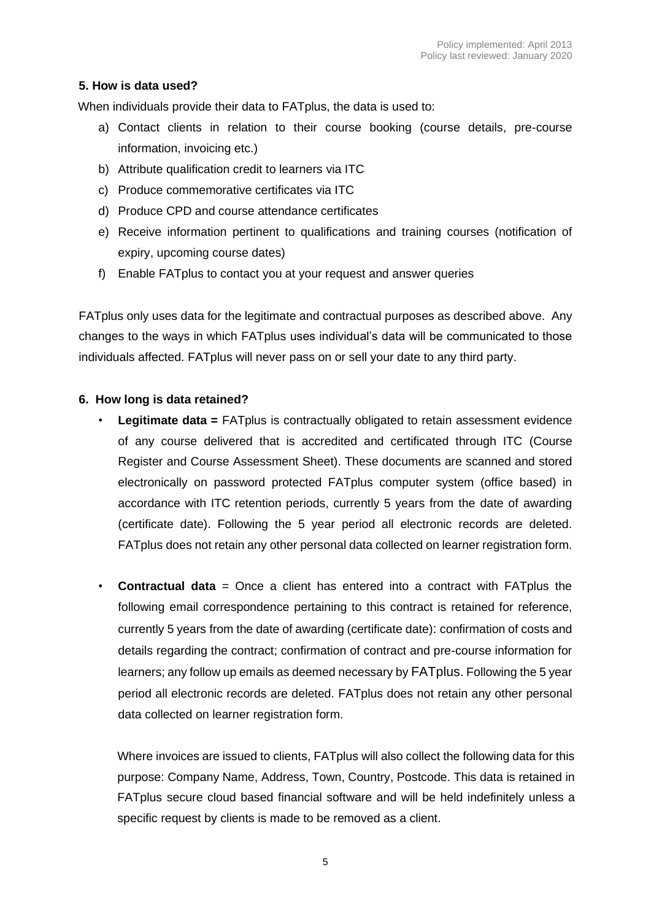Policy implemented: April 2013
Policy last reviewed: January 2020

**5. How is data used?**

When individuals provide their data to FATplus, the data is used to:

a) Contact clients in relation to their course booking (course details, pre-course information, invoicing etc.)
b) Attribute qualification credit to learners via ITC
c) Produce commemorative certificates via ITC
d) Produce CPD and course attendance certificates
e) Receive information pertinent to qualifications and training courses (notification of expiry, upcoming course dates)
f) Enable FATplus to contact you at your request and answer queries

FATplus only uses data for the legitimate and contractual purposes as described above. Any changes to the ways in which FATplus uses individual's data will be communicated to those individuals affected. FATplus will never pass on or sell your date to any third party.

**6. How long is data retained?**

- **Legitimate data =** FATplus is contractually obligated to retain assessment evidence of any course delivered that is accredited and certificated through ITC (Course Register and Course Assessment Sheet). These documents are scanned and stored electronically on password protected FATplus computer system (office based) in accordance with ITC retention periods, currently 5 years from the date of awarding (certificate date). Following the 5 year period all electronic records are deleted. FATplus does not retain any other personal data collected on learner registration form.

- **Contractual data** = Once a client has entered into a contract with FATplus the following email correspondence pertaining to this contract is retained for reference, currently 5 years from the date of awarding (certificate date): confirmation of costs and details regarding the contract; confirmation of contract and pre-course information for learners; any follow up emails as deemed necessary by FATplus. Following the 5 year period all electronic records are deleted. FATplus does not retain any other personal data collected on learner registration form.

  Where invoices are issued to clients, FATplus will also collect the following data for this purpose: Company Name, Address, Town, Country, Postcode. This data is retained in FATplus secure cloud based financial software and will be held indefinitely unless a specific request by clients is made to be removed as a client.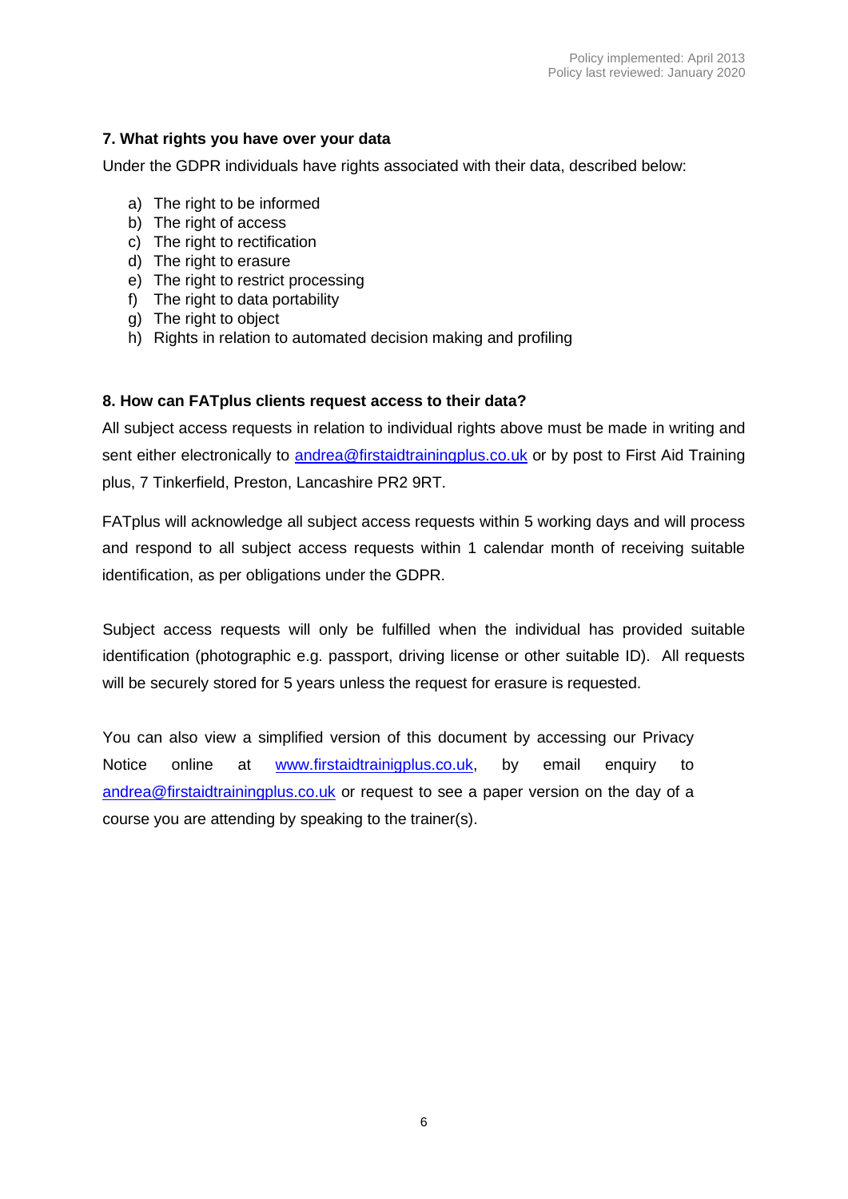## 7. What rights you have over your data

Under the GDPR individuals have rights associated with their data, described below:

a) The right to be informed
b) The right of access
c) The right to rectification
d) The right to erasure
e) The right to restrict processing
f) The right to data portability
g) The right to object
h) Rights in relation to automated decision making and profiling

## 8. How can FATplus clients request access to their data?

All subject access requests in relation to individual rights above must be made in writing and sent either electronically to andrea@firstaidtrainingplus.co.uk or by post to First Aid Training plus, 7 Tinkerfield, Preston, Lancashire PR2 9RT.

FATplus will acknowledge all subject access requests within 5 working days and will process and respond to all subject access requests within 1 calendar month of receiving suitable identification, as per obligations under the GDPR.

Subject access requests will only be fulfilled when the individual has provided suitable identification (photographic e.g. passport, driving license or other suitable ID). All requests will be securely stored for 5 years unless the request for erasure is requested.

You can also view a simplified version of this document by accessing our Privacy Notice online at www.firstaidtrainigplus.co.uk, by email enquiry to andrea@firstaidtrainingplus.co.uk or request to see a paper version on the day of a course you are attending by speaking to the trainer(s).